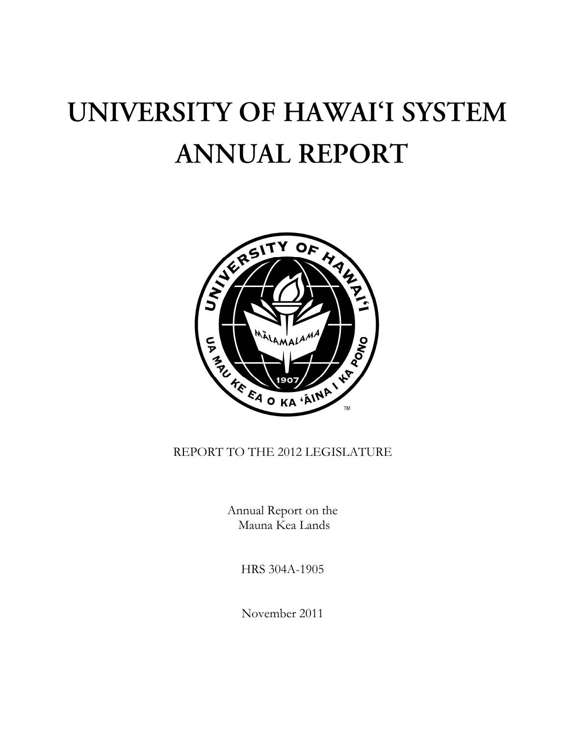# UNIVERSITY OF HAWAI'I SYSTEM ANNUAL REPORT

REPORT TO THE 2012 LEGISLATURE

Annual Report on the Mauna Kea Lands

HRS 304A-1905

November 2011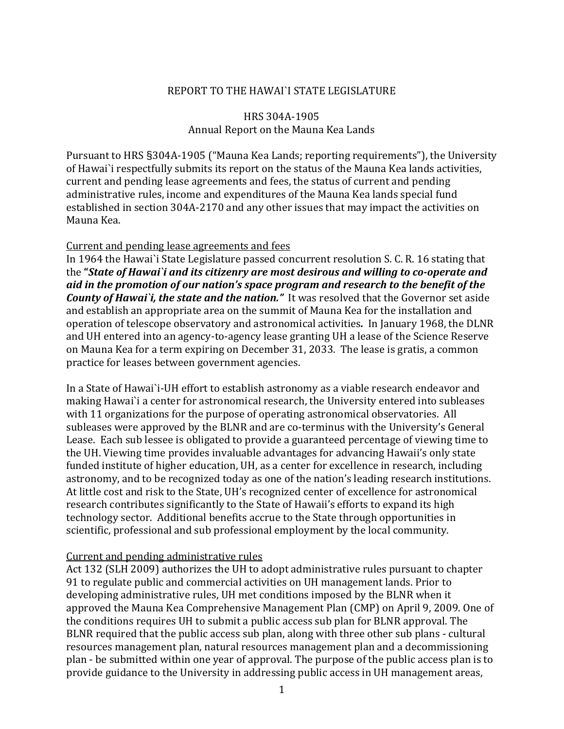REPORT TO THE HAWAI`I STATE LEGISLATURE

HRS 304A-1905
Annual Report on the Mauna Kea Lands

Pursuant to HRS §304A-1905 ("Mauna Kea Lands; reporting requirements"), the University of Hawai`i respectfully submits its report on the status of the Mauna Kea lands activities, current and pending lease agreements and fees, the status of current and pending administrative rules, income and expenditures of the Mauna Kea lands special fund established in section 304A-2170 and any other issues that may impact the activities on Mauna Kea.

<u>Current and pending lease agreements and fees</u>

In 1964 the Hawai`i State Legislature passed concurrent resolution S. C. R. 16 stating that the ***"State of Hawai`i and its citizenry are most desirous and willing to co-operate and aid in the promotion of our nation's space program and research to the benefit of the County of Hawai`i, the state and the nation."*** It was resolved that the Governor set aside and establish an appropriate area on the summit of Mauna Kea for the installation and operation of telescope observatory and astronomical activities. In January 1968, the DLNR and UH entered into an agency-to-agency lease granting UH a lease of the Science Reserve on Mauna Kea for a term expiring on December 31, 2033. The lease is gratis, a common practice for leases between government agencies.

In a State of Hawai`i-UH effort to establish astronomy as a viable research endeavor and making Hawai`i a center for astronomical research, the University entered into subleases with 11 organizations for the purpose of operating astronomical observatories. All subleases were approved by the BLNR and are co-terminus with the University's General Lease. Each sub lessee is obligated to provide a guaranteed percentage of viewing time to the UH. Viewing time provides invaluable advantages for advancing Hawaii's only state funded institute of higher education, UH, as a center for excellence in research, including astronomy, and to be recognized today as one of the nation's leading research institutions. At little cost and risk to the State, UH's recognized center of excellence for astronomical research contributes significantly to the State of Hawaii's efforts to expand its high technology sector. Additional benefits accrue to the State through opportunities in scientific, professional and sub professional employment by the local community.

<u>Current and pending administrative rules</u>

Act 132 (SLH 2009) authorizes the UH to adopt administrative rules pursuant to chapter 91 to regulate public and commercial activities on UH management lands. Prior to developing administrative rules, UH met conditions imposed by the BLNR when it approved the Mauna Kea Comprehensive Management Plan (CMP) on April 9, 2009. One of the conditions requires UH to submit a public access sub plan for BLNR approval. The BLNR required that the public access sub plan, along with three other sub plans - cultural resources management plan, natural resources management plan and a decommissioning plan - be submitted within one year of approval. The purpose of the public access plan is to provide guidance to the University in addressing public access in UH management areas,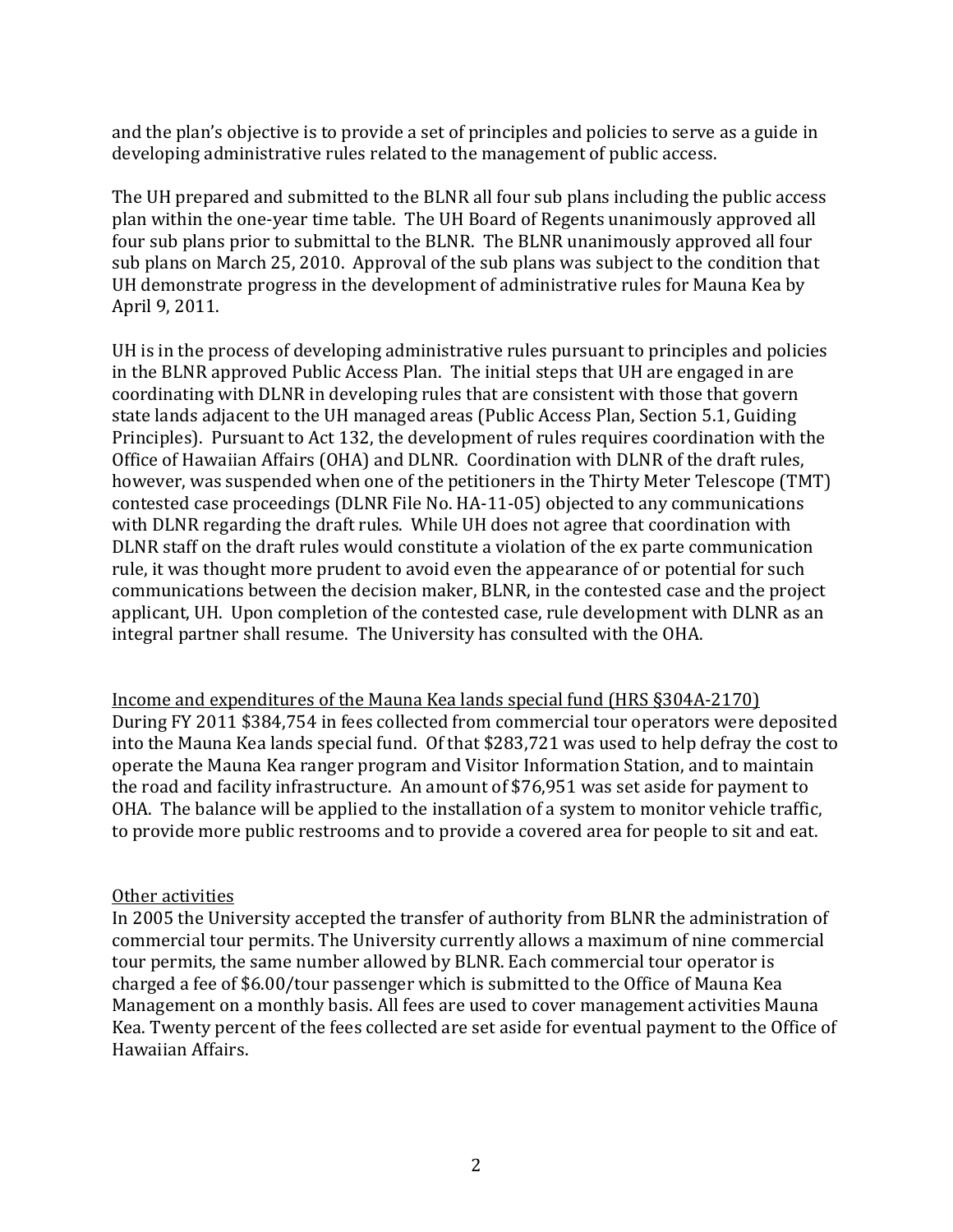and the plan's objective is to provide a set of principles and policies to serve as a guide in developing administrative rules related to the management of public access.

The UH prepared and submitted to the BLNR all four sub plans including the public access plan within the one-year time table. The UH Board of Regents unanimously approved all four sub plans prior to submittal to the BLNR. The BLNR unanimously approved all four sub plans on March 25, 2010. Approval of the sub plans was subject to the condition that UH demonstrate progress in the development of administrative rules for Mauna Kea by April 9, 2011.

UH is in the process of developing administrative rules pursuant to principles and policies in the BLNR approved Public Access Plan. The initial steps that UH are engaged in are coordinating with DLNR in developing rules that are consistent with those that govern state lands adjacent to the UH managed areas (Public Access Plan, Section 5.1, Guiding Principles). Pursuant to Act 132, the development of rules requires coordination with the Office of Hawaiian Affairs (OHA) and DLNR. Coordination with DLNR of the draft rules, however, was suspended when one of the petitioners in the Thirty Meter Telescope (TMT) contested case proceedings (DLNR File No. HA-11-05) objected to any communications with DLNR regarding the draft rules. While UH does not agree that coordination with DLNR staff on the draft rules would constitute a violation of the ex parte communication rule, it was thought more prudent to avoid even the appearance of or potential for such communications between the decision maker, BLNR, in the contested case and the project applicant, UH. Upon completion of the contested case, rule development with DLNR as an integral partner shall resume. The University has consulted with the OHA.

<u>Income and expenditures of the Mauna Kea lands special fund (HRS §304A-2170)</u>

During FY 2011 $384,754 in fees collected from commercial tour operators were deposited into the Mauna Kea lands special fund. Of that $283,721 was used to help defray the cost to operate the Mauna Kea ranger program and Visitor Information Station, and to maintain the road and facility infrastructure. An amount of $76,951 was set aside for payment to OHA. The balance will be applied to the installation of a system to monitor vehicle traffic, to provide more public restrooms and to provide a covered area for people to sit and eat.

<u>Other activities</u>

In 2005 the University accepted the transfer of authority from BLNR the administration of commercial tour permits. The University currently allows a maximum of nine commercial tour permits, the same number allowed by BLNR. Each commercial tour operator is charged a fee of $6.00/tour passenger which is submitted to the Office of Mauna Kea Management on a monthly basis. All fees are used to cover management activities Mauna Kea. Twenty percent of the fees collected are set aside for eventual payment to the Office of Hawaiian Affairs.